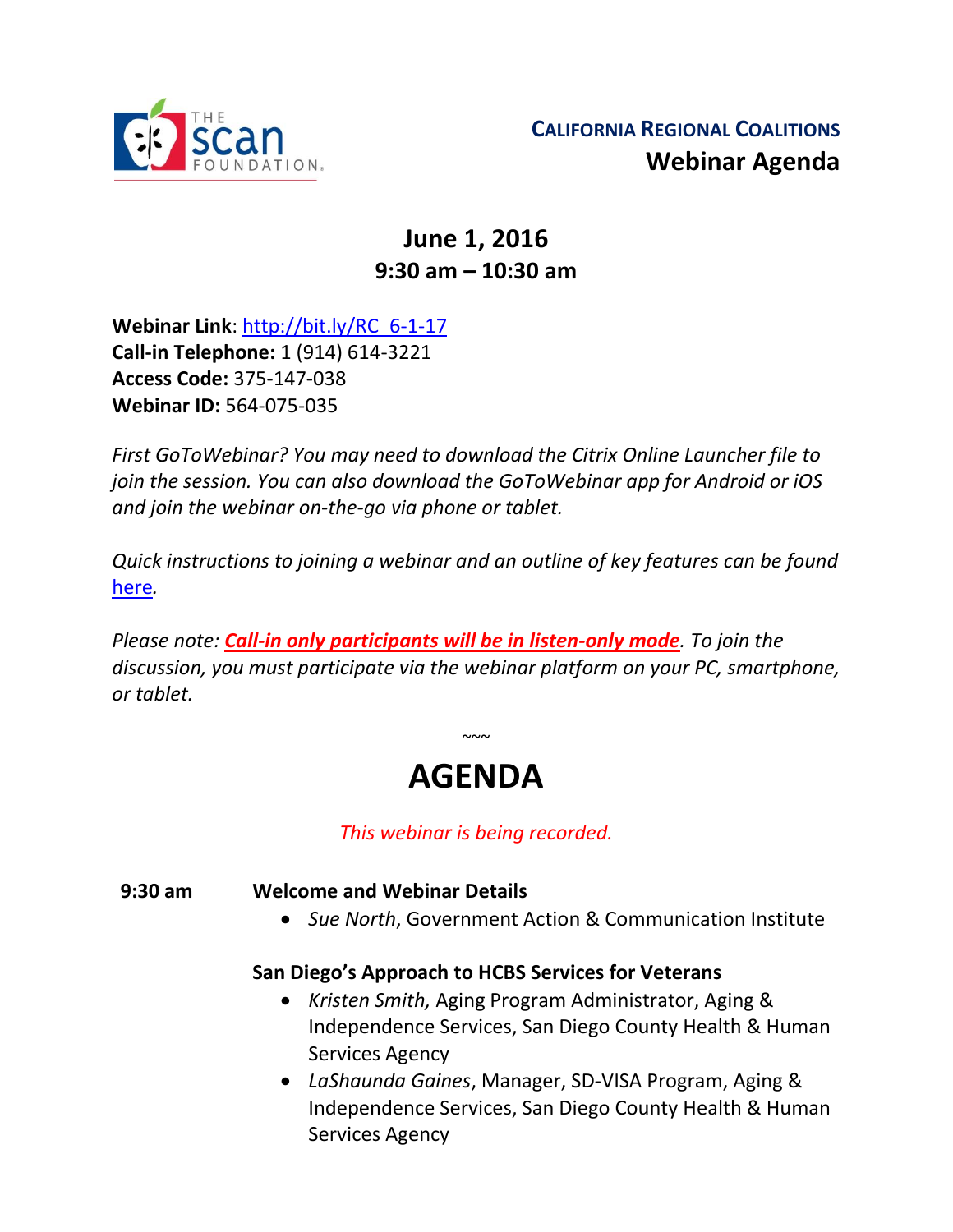THE scan FOUNDATION

**CALIFORNIA REGIONAL COALITIONS**
**Webinar Agenda**

## June 1, 2016
## 9:30 am – 10:30 am

**Webinar Link**: http://bit.ly/RC_6-1-17
**Call-in Telephone:** 1 (914) 614-3221
**Access Code:** 375-147-038
**Webinar ID:** 564-075-035

*First GoToWebinar? You may need to download the Citrix Online Launcher file to join the session. You can also download the GoToWebinar app for Android or iOS and join the webinar on-the-go via phone or tablet.*

*Quick instructions to joining a webinar and an outline of key features can be found here.*

*Please note: **Call-in only participants will be in listen-only mode**. To join the discussion, you must participate via the webinar platform on your PC, smartphone, or tablet.*

~~~

# AGENDA

*This webinar is being recorded.*

**9:30 am** **Welcome and Webinar Details**

- *Sue North*, Government Action & Communication Institute

**San Diego's Approach to HCBS Services for Veterans**

- *Kristen Smith,* Aging Program Administrator, Aging & Independence Services, San Diego County Health & Human Services Agency
- *LaShaunda Gaines*, Manager, SD-VISA Program, Aging & Independence Services, San Diego County Health & Human Services Agency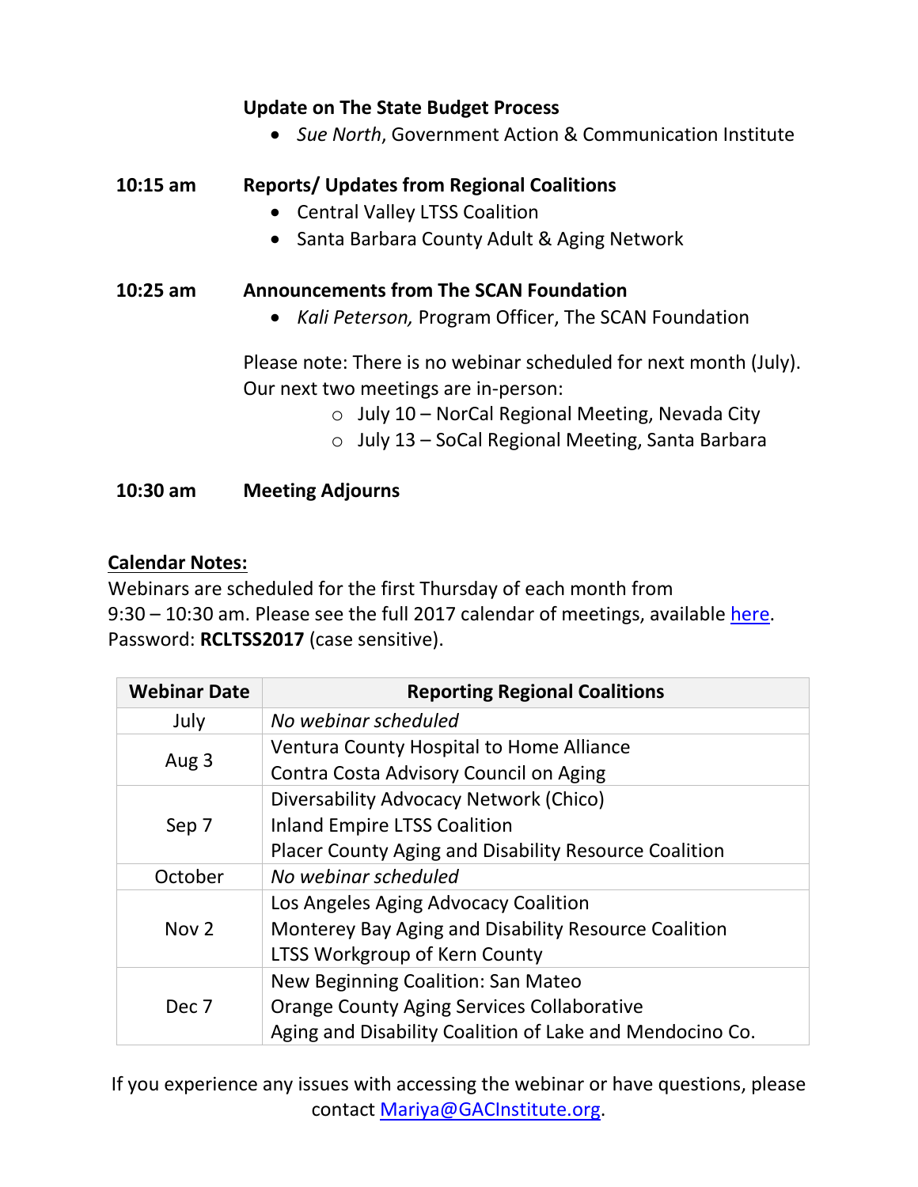**Update on The State Budget Process**

- *Sue North*, Government Action & Communication Institute

**10:15 am** **Reports/ Updates from Regional Coalitions**

- Central Valley LTSS Coalition
- Santa Barbara County Adult & Aging Network

**10:25 am** **Announcements from The SCAN Foundation**

- *Kali Peterson,* Program Officer, The SCAN Foundation

Please note: There is no webinar scheduled for next month (July). Our next two meetings are in-person:

- July 10 – NorCal Regional Meeting, Nevada City
- July 13 – SoCal Regional Meeting, Santa Barbara

**10:30 am** **Meeting Adjourns**

**Calendar Notes:**

Webinars are scheduled for the first Thursday of each month from 9:30 – 10:30 am. Please see the full 2017 calendar of meetings, available here. Password: **RCLTSS2017** (case sensitive).

| Webinar Date | Reporting Regional Coalitions |
|---|---|
| July | *No webinar scheduled* |
| Aug 3 | Ventura County Hospital to Home Alliance<br>Contra Costa Advisory Council on Aging |
| Sep 7 | Diversability Advocacy Network (Chico)<br>Inland Empire LTSS Coalition<br>Placer County Aging and Disability Resource Coalition |
| October | *No webinar scheduled* |
| Nov 2 | Los Angeles Aging Advocacy Coalition<br>Monterey Bay Aging and Disability Resource Coalition<br>LTSS Workgroup of Kern County |
| Dec 7 | New Beginning Coalition: San Mateo<br>Orange County Aging Services Collaborative<br>Aging and Disability Coalition of Lake and Mendocino Co. |

If you experience any issues with accessing the webinar or have questions, please contact Mariya@GACInstitute.org.